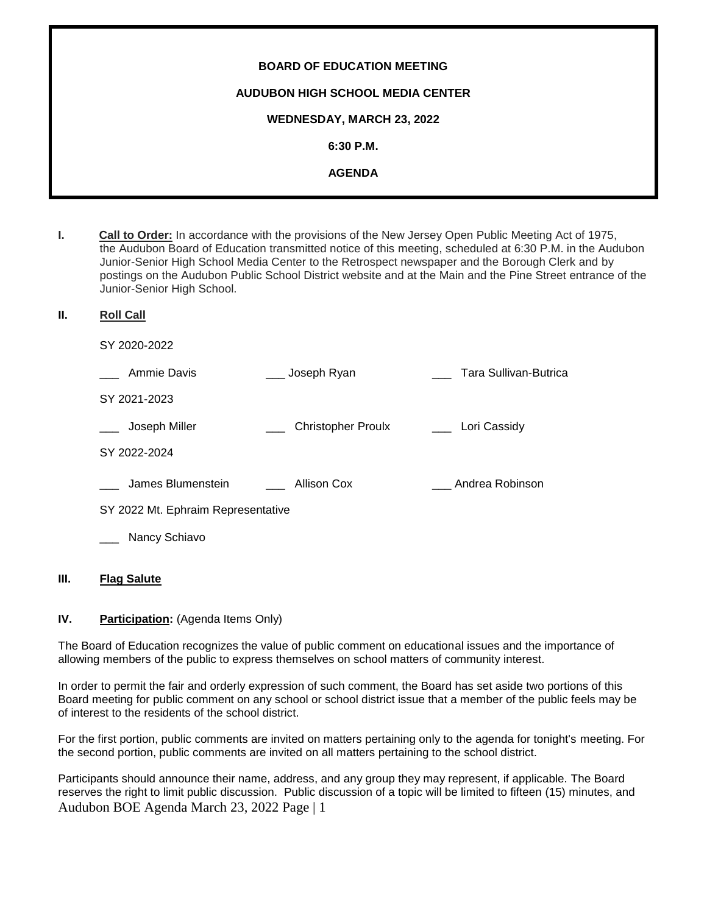**BOARD OF EDUCATION MEETING**

**AUDUBON HIGH SCHOOL MEDIA CENTER**

**WEDNESDAY, MARCH 23, 2022**

**6:30 P.M.**

**AGENDA**

**I. Call to Order:** In accordance with the provisions of the New Jersey Open Public Meeting Act of 1975, the Audubon Board of Education transmitted notice of this meeting, scheduled at 6:30 P.M. in the Audubon Junior-Senior High School Media Center to the Retrospect newspaper and the Borough Clerk and by postings on the Audubon Public School District website and at the Main and the Pine Street entrance of the Junior-Senior High School.

**II. Roll Call**

SY 2020-2022

___ Ammie Davis ___ Joseph Ryan ___ Tara Sullivan-Butrica

SY 2021-2023

___ Joseph Miller ___ Christopher Proulx ___ Lori Cassidy

SY 2022-2024

___ James Blumenstein ___ Allison Cox ___ Andrea Robinson

SY 2022 Mt. Ephraim Representative

___ Nancy Schiavo

**III. Flag Salute**

**IV. Participation:** (Agenda Items Only)

The Board of Education recognizes the value of public comment on educational issues and the importance of allowing members of the public to express themselves on school matters of community interest.

In order to permit the fair and orderly expression of such comment, the Board has set aside two portions of this Board meeting for public comment on any school or school district issue that a member of the public feels may be of interest to the residents of the school district.

For the first portion, public comments are invited on matters pertaining only to the agenda for tonight's meeting. For the second portion, public comments are invited on all matters pertaining to the school district.

Participants should announce their name, address, and any group they may represent, if applicable. The Board reserves the right to limit public discussion. Public discussion of a topic will be limited to fifteen (15) minutes, and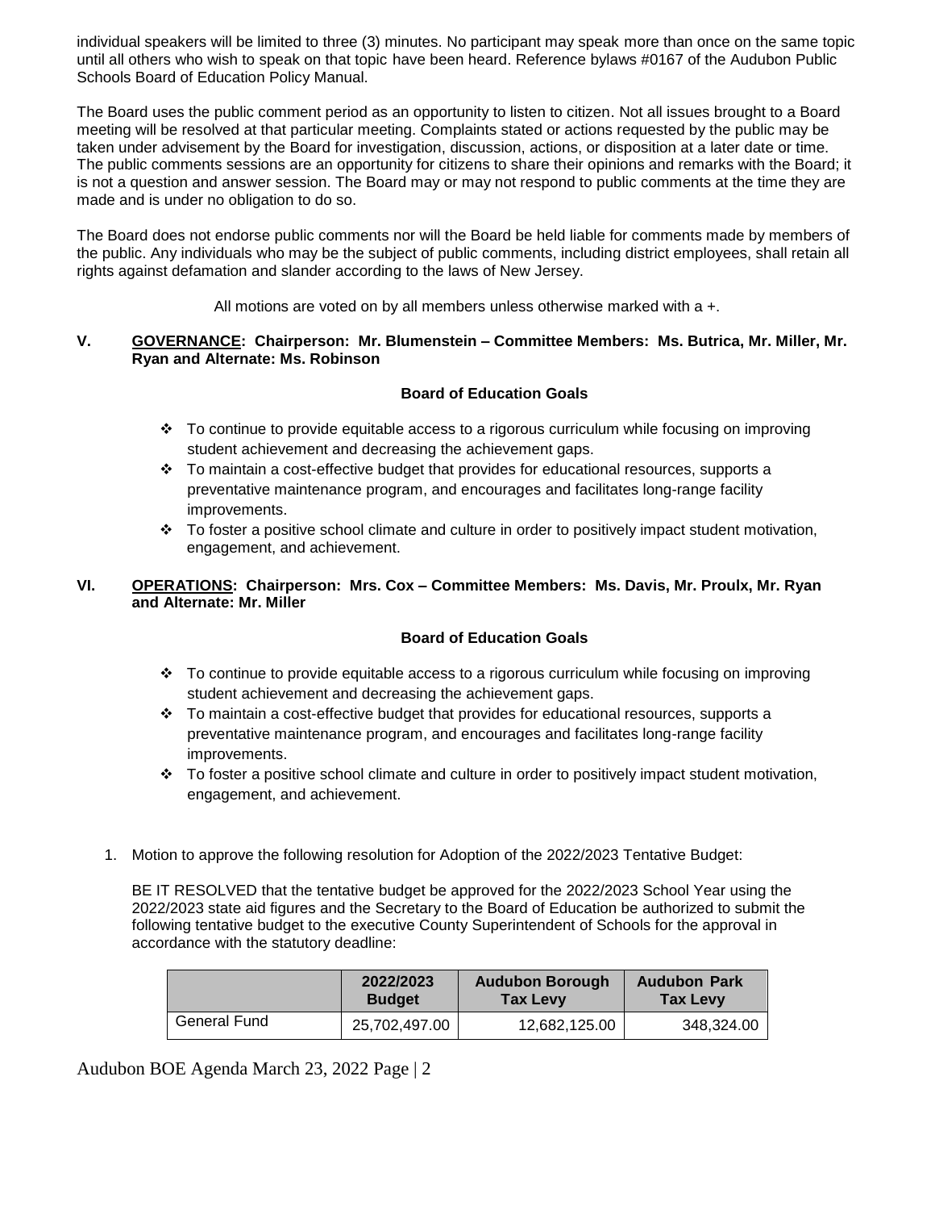individual speakers will be limited to three (3) minutes. No participant may speak more than once on the same topic until all others who wish to speak on that topic have been heard. Reference bylaws #0167 of the Audubon Public Schools Board of Education Policy Manual.

The Board uses the public comment period as an opportunity to listen to citizen. Not all issues brought to a Board meeting will be resolved at that particular meeting. Complaints stated or actions requested by the public may be taken under advisement by the Board for investigation, discussion, actions, or disposition at a later date or time. The public comments sessions are an opportunity for citizens to share their opinions and remarks with the Board; it is not a question and answer session. The Board may or may not respond to public comments at the time they are made and is under no obligation to do so.

The Board does not endorse public comments nor will the Board be held liable for comments made by members of the public. Any individuals who may be the subject of public comments, including district employees, shall retain all rights against defamation and slander according to the laws of New Jersey.

All motions are voted on by all members unless otherwise marked with a +.

## V. GOVERNANCE: Chairperson: Mr. Blumenstein – Committee Members: Ms. Butrica, Mr. Miller, Mr. Ryan and Alternate: Ms. Robinson

**Board of Education Goals**

- To continue to provide equitable access to a rigorous curriculum while focusing on improving student achievement and decreasing the achievement gaps.
- To maintain a cost-effective budget that provides for educational resources, supports a preventative maintenance program, and encourages and facilitates long-range facility improvements.
- To foster a positive school climate and culture in order to positively impact student motivation, engagement, and achievement.

## VI. OPERATIONS: Chairperson: Mrs. Cox – Committee Members: Ms. Davis, Mr. Proulx, Mr. Ryan and Alternate: Mr. Miller

**Board of Education Goals**

- To continue to provide equitable access to a rigorous curriculum while focusing on improving student achievement and decreasing the achievement gaps.
- To maintain a cost-effective budget that provides for educational resources, supports a preventative maintenance program, and encourages and facilitates long-range facility improvements.
- To foster a positive school climate and culture in order to positively impact student motivation, engagement, and achievement.

1. Motion to approve the following resolution for Adoption of the 2022/2023 Tentative Budget:

   BE IT RESOLVED that the tentative budget be approved for the 2022/2023 School Year using the 2022/2023 state aid figures and the Secretary to the Board of Education be authorized to submit the following tentative budget to the executive County Superintendent of Schools for the approval in accordance with the statutory deadline:

| | 2022/2023 Budget | Audubon Borough Tax Levy | Audubon Park Tax Levy |
|---|---|---|---|
| General Fund | 25,702,497.00 | 12,682,125.00 | 348,324.00 |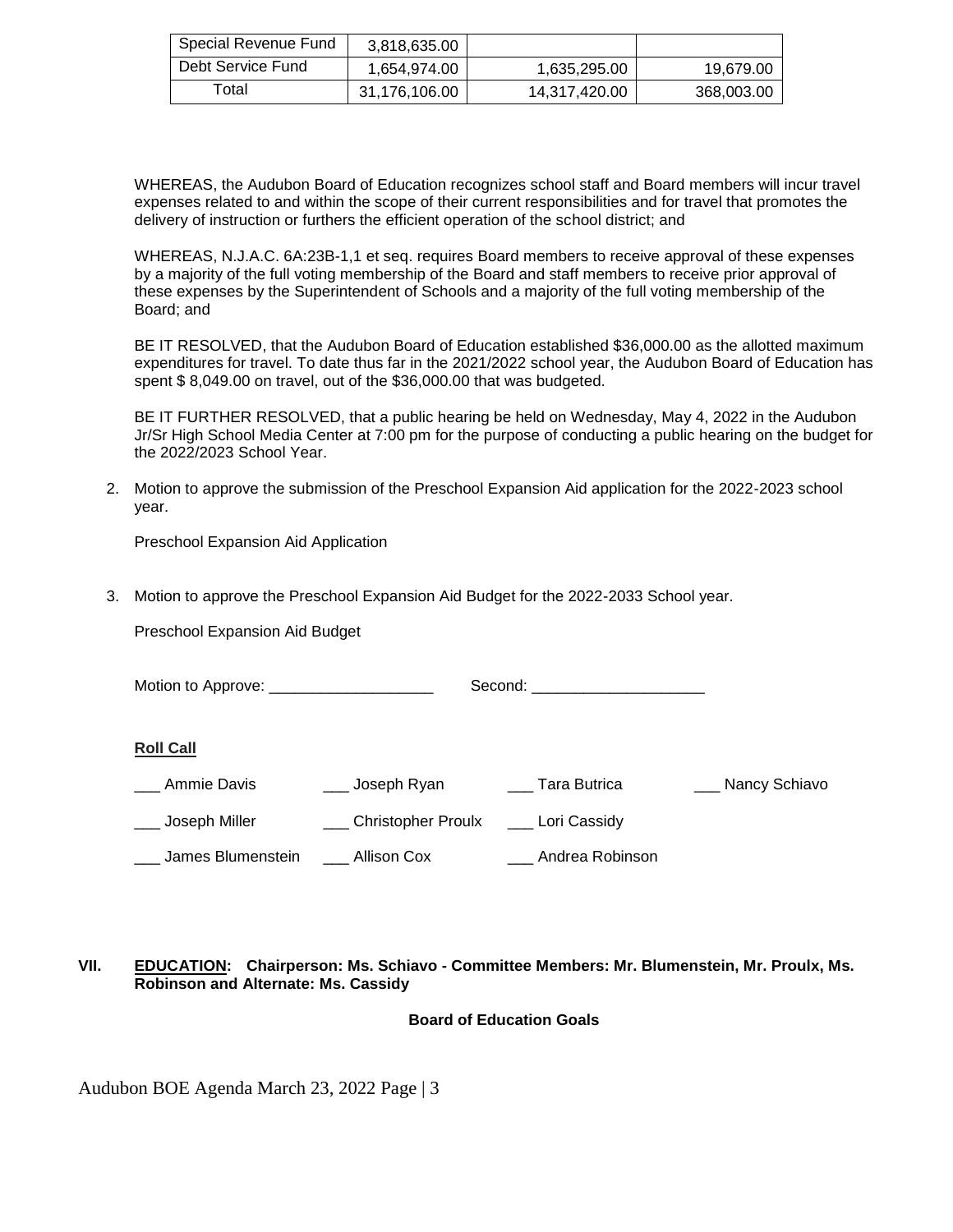| Special Revenue Fund | 3,818,635.00 | | |
|---|---|---|---|
| Debt Service Fund | 1,654,974.00 | 1,635,295.00 | 19,679.00 |
| Total | 31,176,106.00 | 14,317,420.00 | 368,003.00 |

WHEREAS, the Audubon Board of Education recognizes school staff and Board members will incur travel expenses related to and within the scope of their current responsibilities and for travel that promotes the delivery of instruction or furthers the efficient operation of the school district; and

WHEREAS, N.J.A.C. 6A:23B-1,1 et seq. requires Board members to receive approval of these expenses by a majority of the full voting membership of the Board and staff members to receive prior approval of these expenses by the Superintendent of Schools and a majority of the full voting membership of the Board; and

BE IT RESOLVED, that the Audubon Board of Education established $36,000.00 as the allotted maximum expenditures for travel. To date thus far in the 2021/2022 school year, the Audubon Board of Education has spent $ 8,049.00 on travel, out of the $36,000.00 that was budgeted.

BE IT FURTHER RESOLVED, that a public hearing be held on Wednesday, May 4, 2022 in the Audubon Jr/Sr High School Media Center at 7:00 pm for the purpose of conducting a public hearing on the budget for the 2022/2023 School Year.

2. Motion to approve the submission of the Preschool Expansion Aid application for the 2022-2023 school year.

   Preschool Expansion Aid Application

3. Motion to approve the Preschool Expansion Aid Budget for the 2022-2033 School year.

   Preschool Expansion Aid Budget

Motion to Approve: ___________________ Second: ____________________

**Roll Call**

___ Ammie Davis ___ Joseph Ryan ___ Tara Butrica ___ Nancy Schiavo

___ Joseph Miller ___ Christopher Proulx ___ Lori Cassidy

___ James Blumenstein ___ Allison Cox ___ Andrea Robinson

**VII. EDUCATION: Chairperson: Ms. Schiavo - Committee Members: Mr. Blumenstein, Mr. Proulx, Ms. Robinson and Alternate: Ms. Cassidy**

**Board of Education Goals**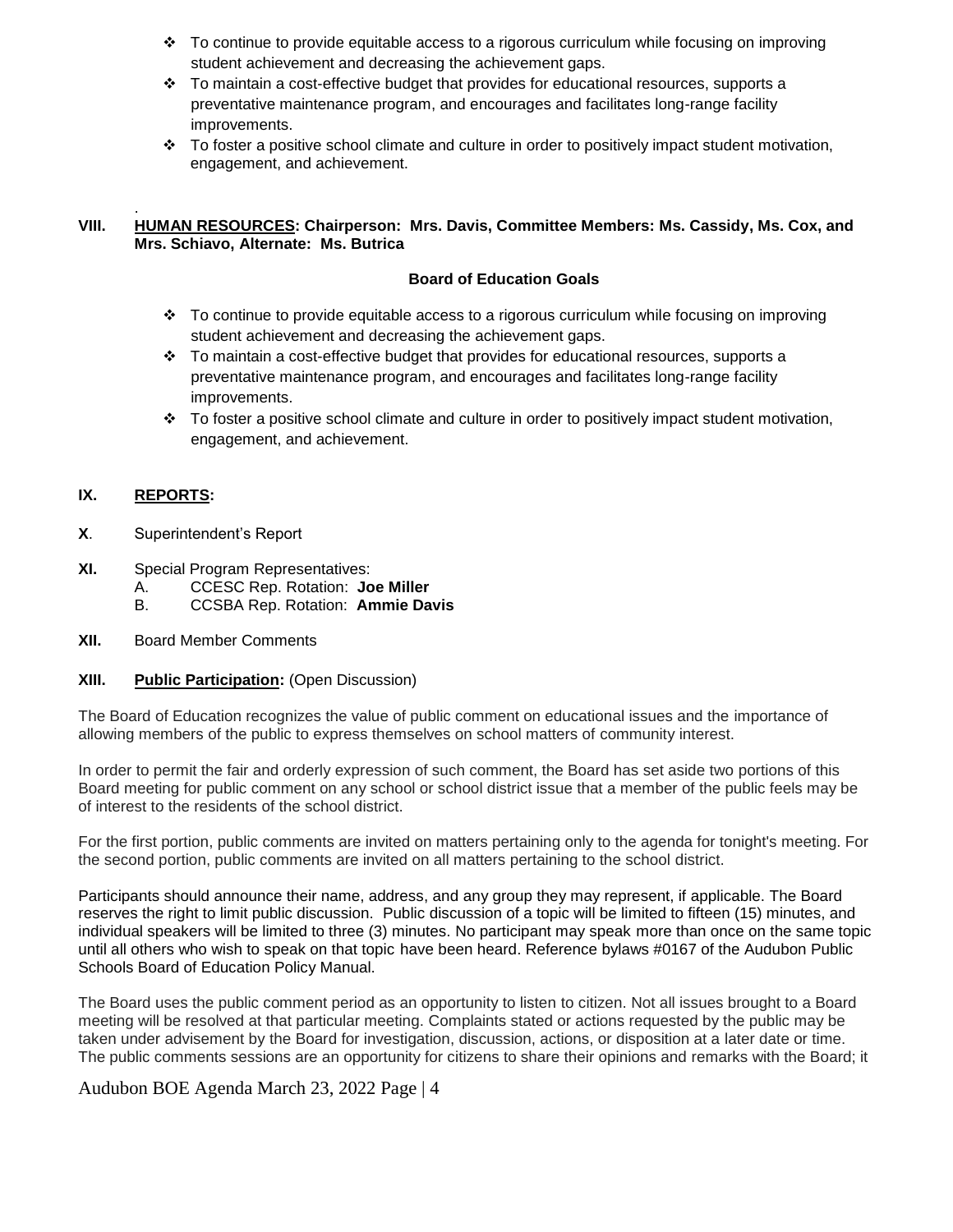- To continue to provide equitable access to a rigorous curriculum while focusing on improving student achievement and decreasing the achievement gaps.
- To maintain a cost-effective budget that provides for educational resources, supports a preventative maintenance program, and encourages and facilitates long-range facility improvements.
- To foster a positive school climate and culture in order to positively impact student motivation, engagement, and achievement.

.

**VIII. HUMAN RESOURCES: Chairperson: Mrs. Davis, Committee Members: Ms. Cassidy, Ms. Cox, and Mrs. Schiavo, Alternate: Ms. Butrica**

**Board of Education Goals**

- To continue to provide equitable access to a rigorous curriculum while focusing on improving student achievement and decreasing the achievement gaps.
- To maintain a cost-effective budget that provides for educational resources, supports a preventative maintenance program, and encourages and facilitates long-range facility improvements.
- To foster a positive school climate and culture in order to positively impact student motivation, engagement, and achievement.

**IX. REPORTS:**

**X**. Superintendent's Report

**XI.** Special Program Representatives:

A. CCESC Rep. Rotation: **Joe Miller**

B. CCSBA Rep. Rotation: **Ammie Davis**

**XII.** Board Member Comments

**XIII. Public Participation:** (Open Discussion)

The Board of Education recognizes the value of public comment on educational issues and the importance of allowing members of the public to express themselves on school matters of community interest.

In order to permit the fair and orderly expression of such comment, the Board has set aside two portions of this Board meeting for public comment on any school or school district issue that a member of the public feels may be of interest to the residents of the school district.

For the first portion, public comments are invited on matters pertaining only to the agenda for tonight's meeting. For the second portion, public comments are invited on all matters pertaining to the school district.

Participants should announce their name, address, and any group they may represent, if applicable. The Board reserves the right to limit public discussion. Public discussion of a topic will be limited to fifteen (15) minutes, and individual speakers will be limited to three (3) minutes. No participant may speak more than once on the same topic until all others who wish to speak on that topic have been heard. Reference bylaws #0167 of the Audubon Public Schools Board of Education Policy Manual.

The Board uses the public comment period as an opportunity to listen to citizen. Not all issues brought to a Board meeting will be resolved at that particular meeting. Complaints stated or actions requested by the public may be taken under advisement by the Board for investigation, discussion, actions, or disposition at a later date or time. The public comments sessions are an opportunity for citizens to share their opinions and remarks with the Board; it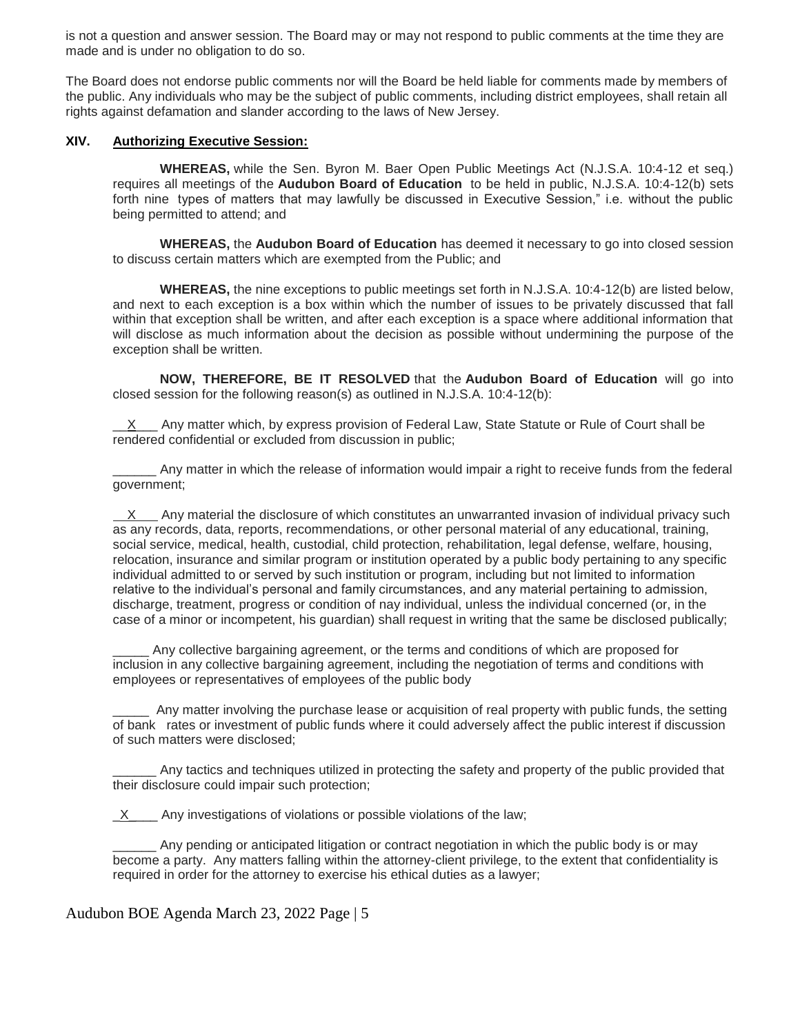is not a question and answer session. The Board may or may not respond to public comments at the time they are made and is under no obligation to do so.

The Board does not endorse public comments nor will the Board be held liable for comments made by members of the public. Any individuals who may be the subject of public comments, including district employees, shall retain all rights against defamation and slander according to the laws of New Jersey.

## XIV. Authorizing Executive Session:

**WHEREAS,** while the Sen. Byron M. Baer Open Public Meetings Act (N.J.S.A. 10:4-12 et seq.) requires all meetings of the **Audubon Board of Education** to be held in public, N.J.S.A. 10:4-12(b) sets forth nine types of matters that may lawfully be discussed in Executive Session," i.e. without the public being permitted to attend; and

**WHEREAS,** the **Audubon Board of Education** has deemed it necessary to go into closed session to discuss certain matters which are exempted from the Public; and

**WHEREAS,** the nine exceptions to public meetings set forth in N.J.S.A. 10:4-12(b) are listed below, and next to each exception is a box within which the number of issues to be privately discussed that fall within that exception shall be written, and after each exception is a space where additional information that will disclose as much information about the decision as possible without undermining the purpose of the exception shall be written.

**NOW, THEREFORE, BE IT RESOLVED** that the **Audubon Board of Education** will go into closed session for the following reason(s) as outlined in N.J.S.A. 10:4-12(b):

\_\_X\_\_\_ Any matter which, by express provision of Federal Law, State Statute or Rule of Court shall be rendered confidential or excluded from discussion in public;

\_\_\_\_\_\_ Any matter in which the release of information would impair a right to receive funds from the federal government;

\_\_X\_\_\_ Any material the disclosure of which constitutes an unwarranted invasion of individual privacy such as any records, data, reports, recommendations, or other personal material of any educational, training, social service, medical, health, custodial, child protection, rehabilitation, legal defense, welfare, housing, relocation, insurance and similar program or institution operated by a public body pertaining to any specific individual admitted to or served by such institution or program, including but not limited to information relative to the individual's personal and family circumstances, and any material pertaining to admission, discharge, treatment, progress or condition of nay individual, unless the individual concerned (or, in the case of a minor or incompetent, his guardian) shall request in writing that the same be disclosed publically;

\_\_\_\_\_ Any collective bargaining agreement, or the terms and conditions of which are proposed for inclusion in any collective bargaining agreement, including the negotiation of terms and conditions with employees or representatives of employees of the public body

\_\_\_\_\_ Any matter involving the purchase lease or acquisition of real property with public funds, the setting of bank rates or investment of public funds where it could adversely affect the public interest if discussion of such matters were disclosed;

\_\_\_\_\_\_ Any tactics and techniques utilized in protecting the safety and property of the public provided that their disclosure could impair such protection;

\_X\_\_\_\_ Any investigations of violations or possible violations of the law;

\_\_\_\_\_\_ Any pending or anticipated litigation or contract negotiation in which the public body is or may become a party. Any matters falling within the attorney-client privilege, to the extent that confidentiality is required in order for the attorney to exercise his ethical duties as a lawyer;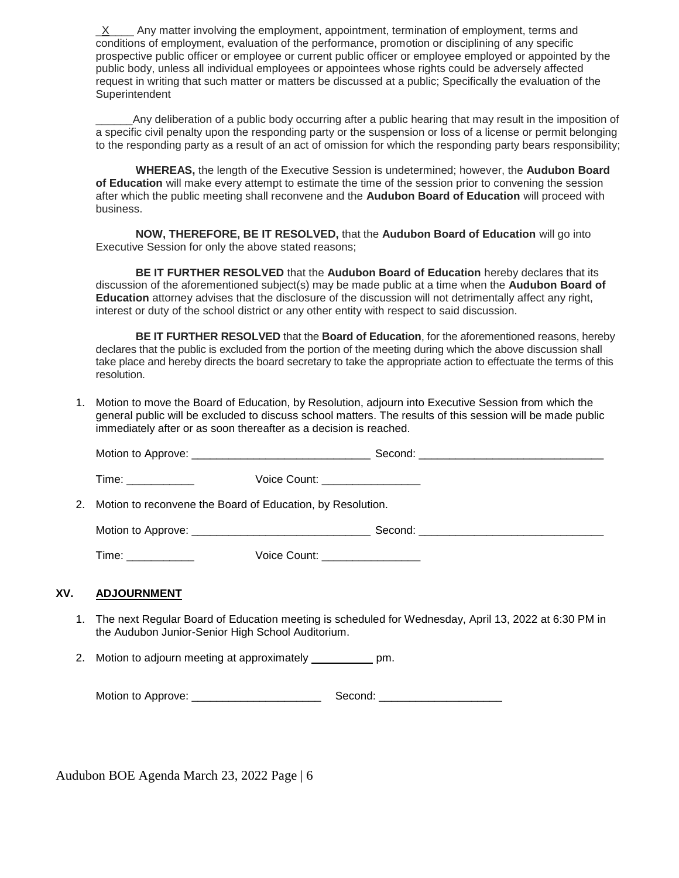\_X\_\_\_\_ Any matter involving the employment, appointment, termination of employment, terms and conditions of employment, evaluation of the performance, promotion or disciplining of any specific prospective public officer or employee or current public officer or employee employed or appointed by the public body, unless all individual employees or appointees whose rights could be adversely affected request in writing that such matter or matters be discussed at a public; Specifically the evaluation of the Superintendent

\_\_\_\_\_\_Any deliberation of a public body occurring after a public hearing that may result in the imposition of a specific civil penalty upon the responding party or the suspension or loss of a license or permit belonging to the responding party as a result of an act of omission for which the responding party bears responsibility;

**WHEREAS,** the length of the Executive Session is undetermined; however, the **Audubon Board of Education** will make every attempt to estimate the time of the session prior to convening the session after which the public meeting shall reconvene and the **Audubon Board of Education** will proceed with business.

**NOW, THEREFORE, BE IT RESOLVED,** that the **Audubon Board of Education** will go into Executive Session for only the above stated reasons;

**BE IT FURTHER RESOLVED** that the **Audubon Board of Education** hereby declares that its discussion of the aforementioned subject(s) may be made public at a time when the **Audubon Board of Education** attorney advises that the disclosure of the discussion will not detrimentally affect any right, interest or duty of the school district or any other entity with respect to said discussion.

**BE IT FURTHER RESOLVED** that the **Board of Education**, for the aforementioned reasons, hereby declares that the public is excluded from the portion of the meeting during which the above discussion shall take place and hereby directs the board secretary to take the appropriate action to effectuate the terms of this resolution.

1. Motion to move the Board of Education, by Resolution, adjourn into Executive Session from which the general public will be excluded to discuss school matters. The results of this session will be made public immediately after or as soon thereafter as a decision is reached.

   Motion to Approve: \_\_\_\_\_\_\_\_\_\_\_\_\_\_\_\_\_\_\_\_\_\_\_\_\_\_\_\_\_ Second: \_\_\_\_\_\_\_\_\_\_\_\_\_\_\_\_\_\_\_\_\_\_\_\_\_\_\_\_\_\_

   Time: \_\_\_\_\_\_\_\_\_\_\_ Voice Count: \_\_\_\_\_\_\_\_\_\_\_\_\_\_\_\_

2. Motion to reconvene the Board of Education, by Resolution.

   Motion to Approve: \_\_\_\_\_\_\_\_\_\_\_\_\_\_\_\_\_\_\_\_\_\_\_\_\_\_\_\_\_ Second: \_\_\_\_\_\_\_\_\_\_\_\_\_\_\_\_\_\_\_\_\_\_\_\_\_\_\_\_\_\_

   Time: \_\_\_\_\_\_\_\_\_\_\_ Voice Count: \_\_\_\_\_\_\_\_\_\_\_\_\_\_\_\_

## XV. ADJOURNMENT

1. The next Regular Board of Education meeting is scheduled for Wednesday, April 13, 2022 at 6:30 PM in the Audubon Junior-Senior High School Auditorium.

2. Motion to adjourn meeting at approximately \_\_\_\_\_\_\_\_\_\_ pm.

   Motion to Approve: \_\_\_\_\_\_\_\_\_\_\_\_\_\_\_\_\_\_\_\_\_ Second: \_\_\_\_\_\_\_\_\_\_\_\_\_\_\_\_\_\_\_\_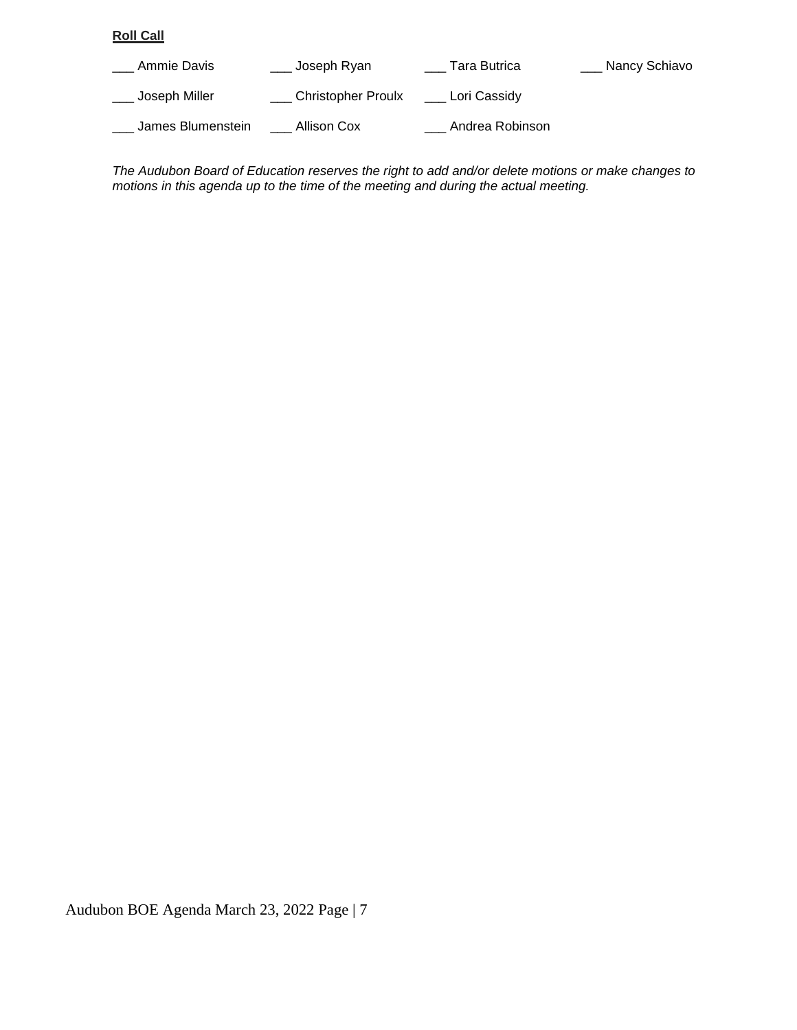**Roll Call**

| | | | |
|---|---|---|---|
| ___ Ammie Davis | ___ Joseph Ryan | ___ Tara Butrica | ___ Nancy Schiavo |
| ___ Joseph Miller | ___ Christopher Proulx | ___ Lori Cassidy | |
| ___ James Blumenstein | ___ Allison Cox | ___ Andrea Robinson | |

*The Audubon Board of Education reserves the right to add and/or delete motions or make changes to motions in this agenda up to the time of the meeting and during the actual meeting.*